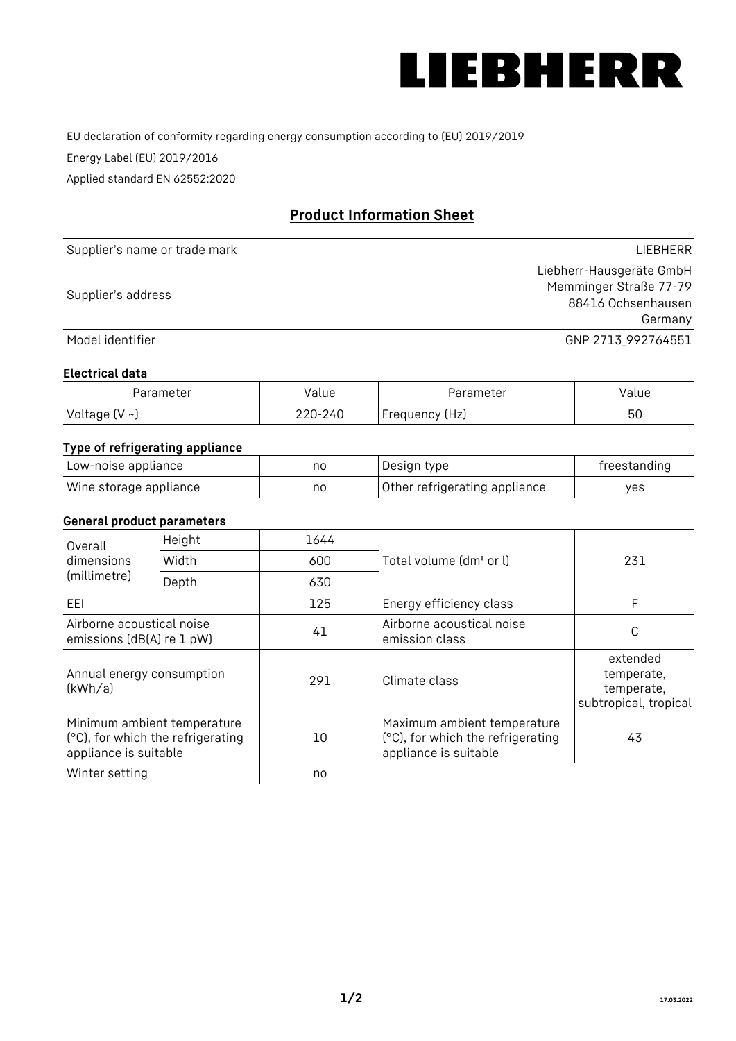LIEBHERR

EU declaration of conformity regarding energy consumption according to (EU) 2019/2019

Energy Label (EU) 2019/2016

Applied standard EN 62552:2020

## Product Information Sheet

| | |
|---|---|
| Supplier's name or trade mark | LIEBHERR |
| Supplier's address | Liebherr-Hausgeräte GmbH<br>Memminger Straße 77-79<br>88416 Ochsenhausen<br>Germany |
| Model identifier | GNP 2713_992764551 |

### Electrical data

| Parameter | Value | Parameter | Value |
|---|---|---|---|
| Voltage (V ~) | 220-240 | Frequency (Hz) | 50 |

### Type of refrigerating appliance

| | | | |
|---|---|---|---|
| Low-noise appliance | no | Design type | freestanding |
| Wine storage appliance | no | Other refrigerating appliance | yes |

### General product parameters

| | | | | |
|---|---|---|---|---|
| Overall dimensions (millimetre) | Height | 1644 | Total volume (dm³ or l) | 231 |
| | Width | 600 | | |
| | Depth | 630 | | |
| EEI | | 125 | Energy efficiency class | F |
| Airborne acoustical noise emissions (dB(A) re 1 pW) | | 41 | Airborne acoustical noise emission class | C |
| Annual energy consumption (kWh/a) | | 291 | Climate class | extended temperate, temperate, subtropical, tropical |
| Minimum ambient temperature (°C), for which the refrigerating appliance is suitable | | 10 | Maximum ambient temperature (°C), for which the refrigerating appliance is suitable | 43 |
| Winter setting | | no | | |

17.03.2022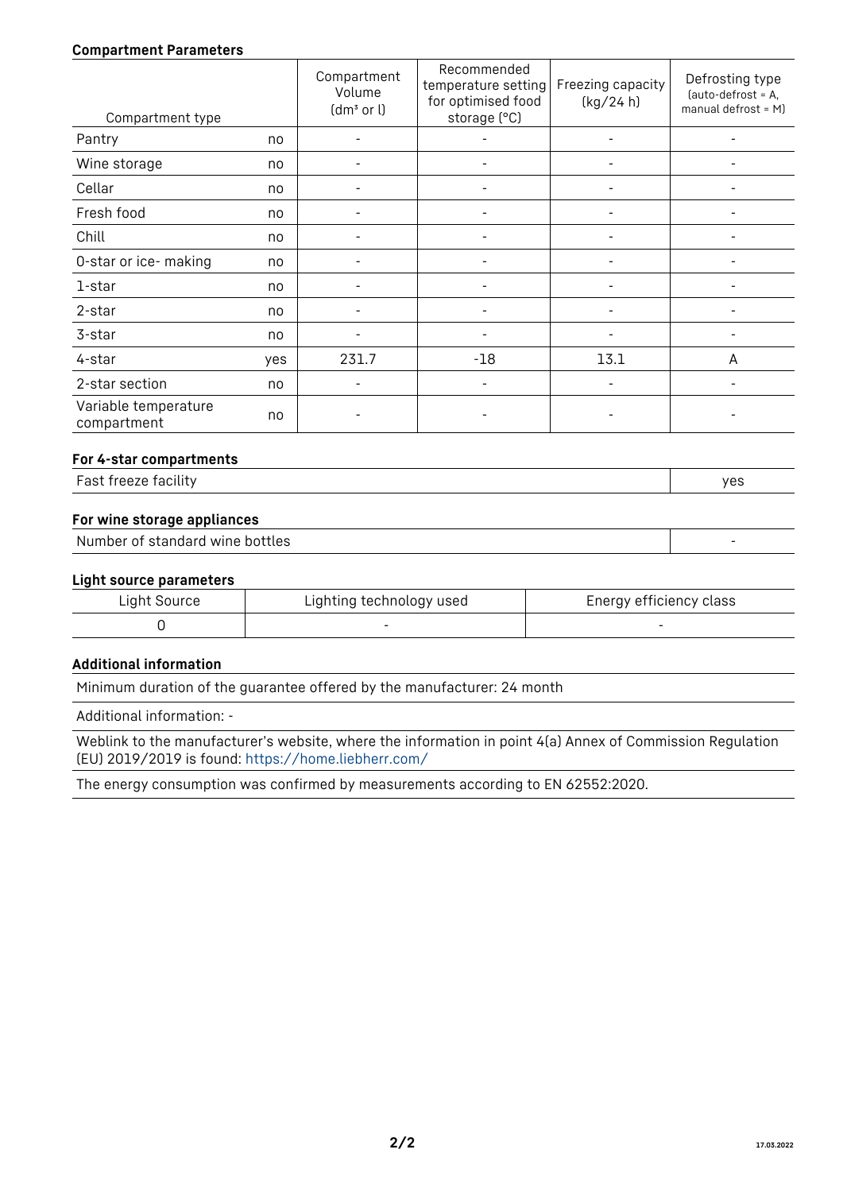**Compartment Parameters**

| Compartment type | | Compartment Volume (dm³ or l) | Recommended temperature setting for optimised food storage (°C) | Freezing capacity (kg/24 h) | Defrosting type (auto-defrost = A, manual defrost = M) |
|---|---|---|---|---|---|
| Pantry | no | - | - | - | - |
| Wine storage | no | - | - | - | - |
| Cellar | no | - | - | - | - |
| Fresh food | no | - | - | - | - |
| Chill | no | - | - | - | - |
| 0-star or ice- making | no | - | - | - | - |
| 1-star | no | - | - | - | - |
| 2-star | no | - | - | - | - |
| 3-star | no | - | - | - | - |
| 4-star | yes | 231.7 | -18 | 13.1 | A |
| 2-star section | no | - | - | - | - |
| Variable temperature compartment | no | - | - | - | - |

**For 4-star compartments**

| | |
|---|---|
| Fast freeze facility | yes |

**For wine storage appliances**

| | |
|---|---|
| Number of standard wine bottles | - |

**Light source parameters**

| Light Source | Lighting technology used | Energy efficiency class |
|---|---|---|
| 0 | - | - |

**Additional information**

Minimum duration of the guarantee offered by the manufacturer: 24 month

Additional information: -

Weblink to the manufacturer's website, where the information in point 4(a) Annex of Commission Regulation (EU) 2019/2019 is found: https://home.liebherr.com/

The energy consumption was confirmed by measurements according to EN 62552:2020.

17.03.2022